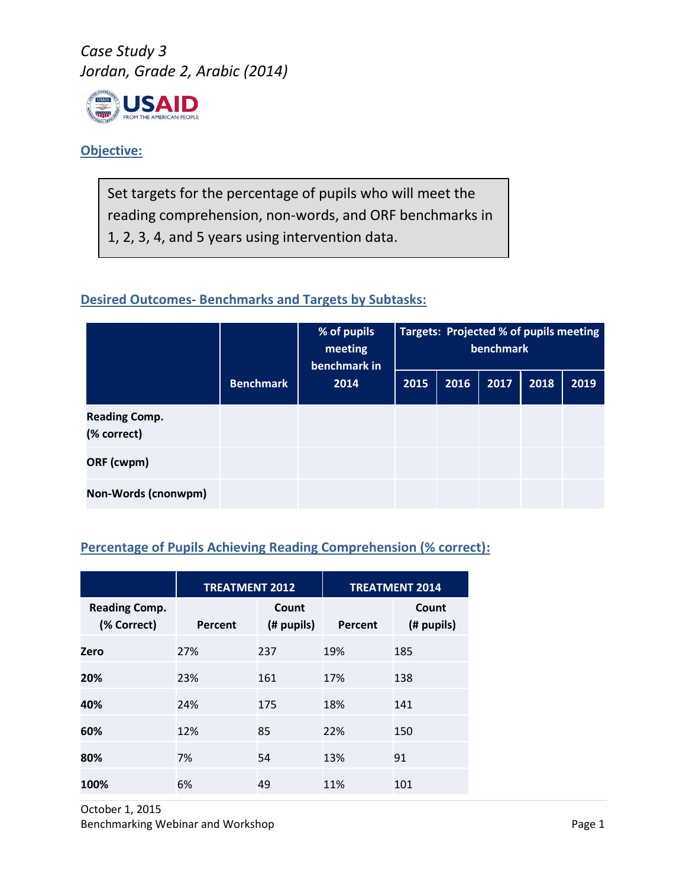*Case Study 3*
*Jordan, Grade 2, Arabic (2014)*

USAID FROM THE AMERICAN PEOPLE

## Objective:

> Set targets for the percentage of pupils who will meet the reading comprehension, non-words, and ORF benchmarks in 1, 2, 3, 4, and 5 years using intervention data.

## Desired Outcomes- Benchmarks and Targets by Subtasks:

| | Benchmark | % of pupils meeting benchmark in 2014 | Targets: Projected % of pupils meeting benchmark | | | | |
|---|---|---|---|---|---|---|---|
| | | | 2015 | 2016 | 2017 | 2018 | 2019 |
| **Reading Comp. (% correct)** | | | | | | | |
| **ORF (cwpm)** | | | | | | | |
| **Non-Words (cnonwpm)** | | | | | | | |

## Percentage of Pupils Achieving Reading Comprehension (% correct):

| | TREATMENT 2012 | | TREATMENT 2014 | |
|---|---|---|---|---|
| **Reading Comp. (% Correct)** | **Percent** | **Count (# pupils)** | **Percent** | **Count (# pupils)** |
| **Zero** | 27% | 237 | 19% | 185 |
| **20%** | 23% | 161 | 17% | 138 |
| **40%** | 24% | 175 | 18% | 141 |
| **60%** | 12% | 85 | 22% | 150 |
| **80%** | 7% | 54 | 13% | 91 |
| **100%** | 6% | 49 | 11% | 101 |

October 1, 2015
Benchmarking Webinar and Workshop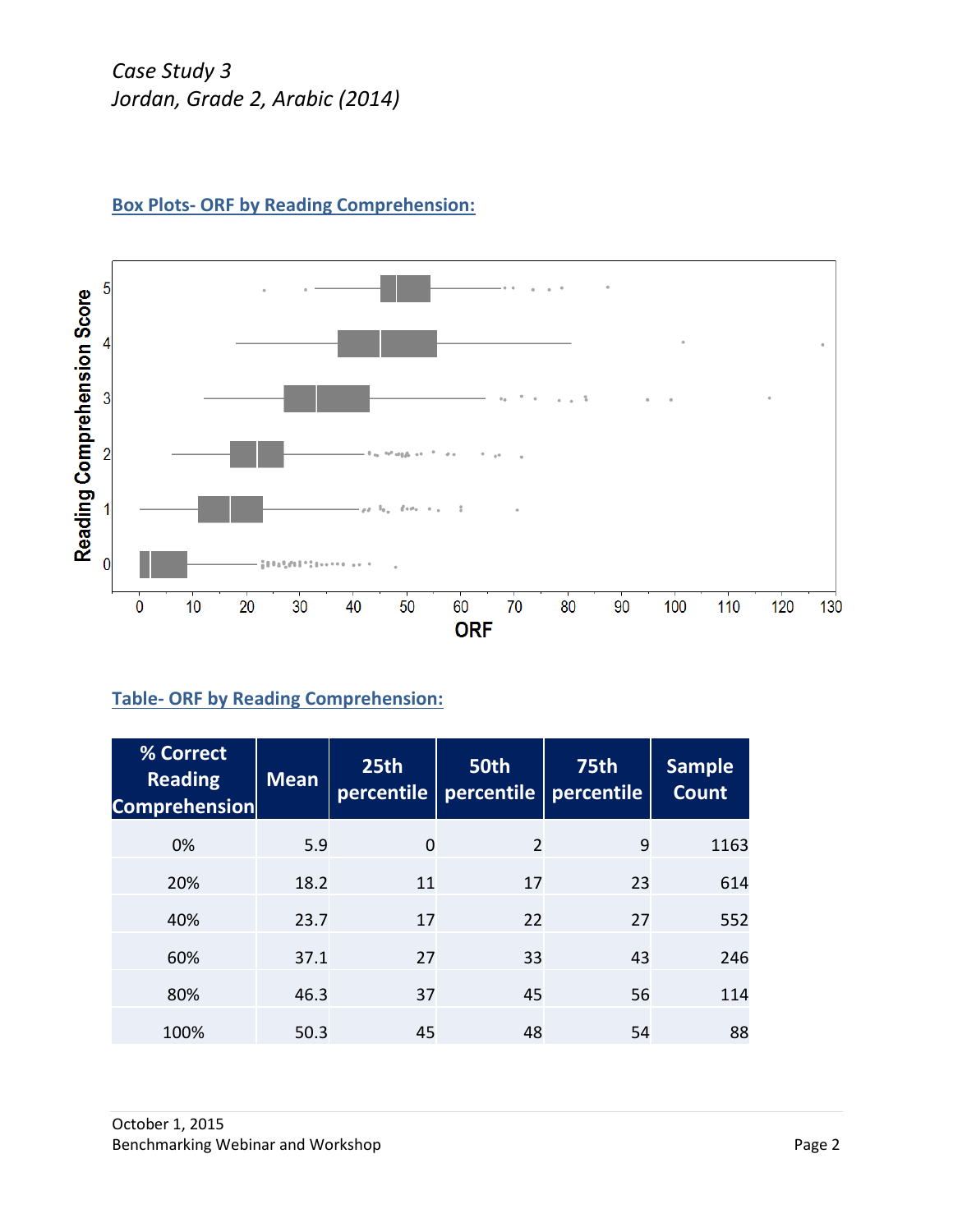*Case Study 3*
*Jordan, Grade 2, Arabic (2014)*

## Box Plots- ORF by Reading Comprehension:

## Table- ORF by Reading Comprehension:

| % Correct Reading Comprehension | Mean | 25th percentile | 50th percentile | 75th percentile | Sample Count |
|---|---|---|---|---|---|
| 0% | 5.9 | 0 | 2 | 9 | 1163 |
| 20% | 18.2 | 11 | 17 | 23 | 614 |
| 40% | 23.7 | 17 | 22 | 27 | 552 |
| 60% | 37.1 | 27 | 33 | 43 | 246 |
| 80% | 46.3 | 37 | 45 | 56 | 114 |
| 100% | 50.3 | 45 | 48 | 54 | 88 |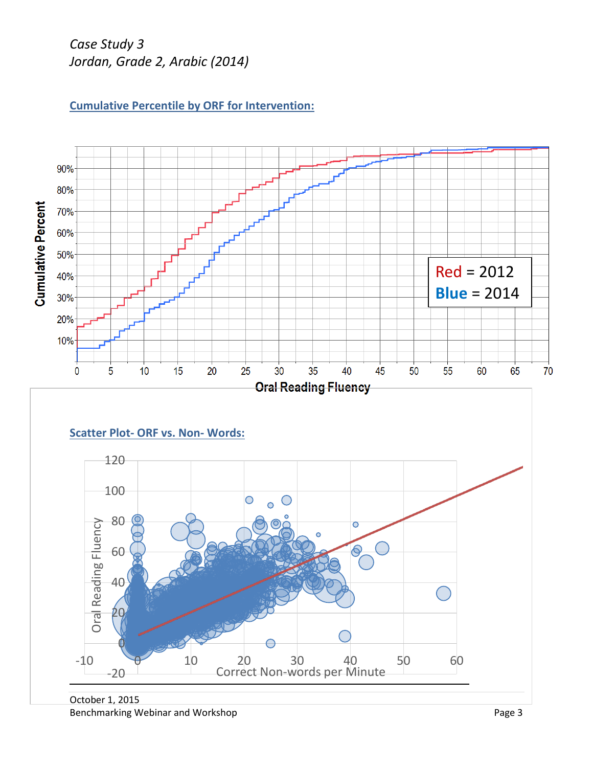*Case Study 3*
*Jordan, Grade 2, Arabic (2014)*

## Cumulative Percentile by ORF for Intervention:

Red = 2012
Blue = 2014

## Scatter Plot- ORF vs. Non- Words:

October 1, 2015
Benchmarking Webinar and Workshop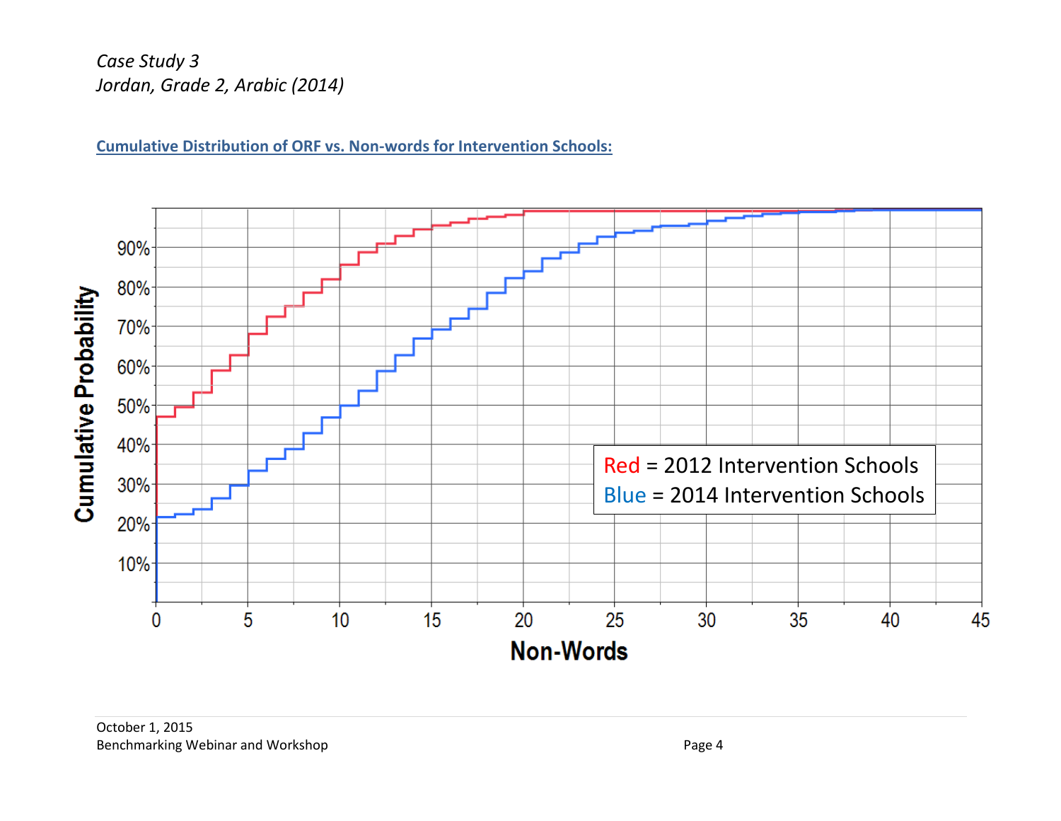*Case Study 3*
*Jordan, Grade 2, Arabic (2014)*

**Cumulative Distribution of ORF vs. Non-words for Intervention Schools:**

Cumulative Probability

90%
80%
70%
60%
50%
40%
30%
20%
10%

0 5 10 15 20 25 30 35 40 45

Non-Words

Red = 2012 Intervention Schools
Blue = 2014 Intervention Schools